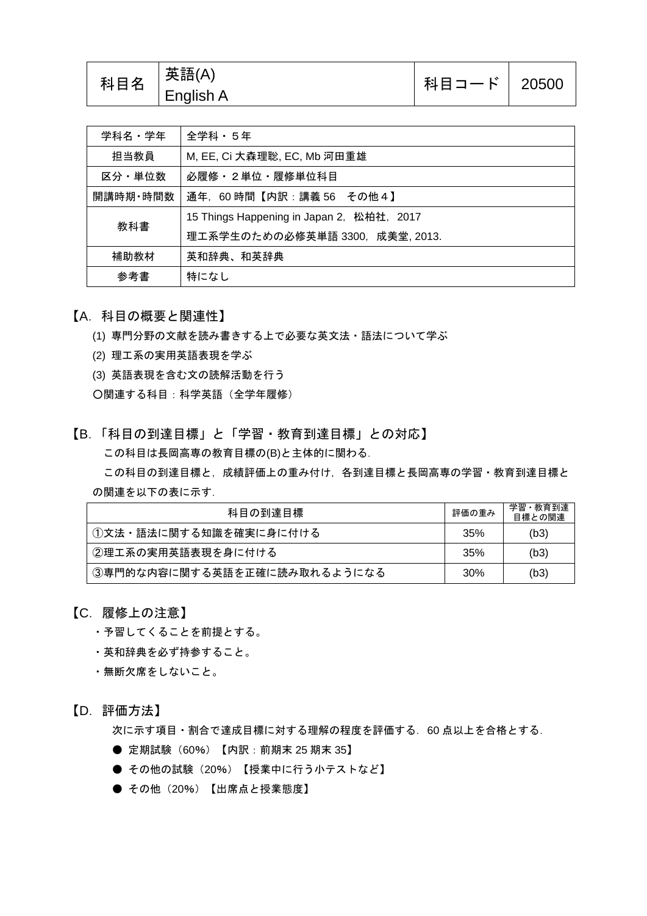| 科目名 | 英語(A)<br>English A | 科目コード | 20500 |
|---|---|---|---|

| 学科名・学年 | 全学科・５年 |
|---|---|
| 担当教員 | M, EE, Ci 大森理聡, EC, Mb 河田重雄 |
| 区分・単位数 | 必履修・２単位・履修単位科目 |
| 開講時期･時間数 | 通年，60 時間【内訳：講義 56　その他４】 |
| 教科書 | 15 Things Happening in Japan 2，松柏社，2017<br>理工系学生のための必修英単語 3300，成美堂, 2013. |
| 補助教材 | 英和辞典、和英辞典 |
| 参考書 | 特になし |

## 【A. 科目の概要と関連性】

(1) 専門分野の文献を読み書きする上で必要な英文法・語法について学ぶ

(2) 理工系の実用英語表現を学ぶ

(3) 英語表現を含む文の読解活動を行う

〇関連する科目：科学英語（全学年履修）

## 【B. 「科目の到達目標」と「学習・教育到達目標」との対応】

この科目は長岡高専の教育目標の(B)と主体的に関わる.

この科目の到達目標と，成績評価上の重み付け，各到達目標と長岡高専の学習・教育到達目標との関連を以下の表に示す.

| 科目の到達目標 | 評価の重み | 学習・教育到達目標との関連 |
|---|---|---|
| ①文法・語法に関する知識を確実に身に付ける | 35% | (b3) |
| ②理工系の実用英語表現を身に付ける | 35% | (b3) |
| ③専門的な内容に関する英語を正確に読み取れるようになる | 30% | (b3) |

## 【C. 履修上の注意】

・予習してくることを前提とする。

・英和辞典を必ず持参すること。

・無断欠席をしないこと。

## 【D. 評価方法】

次に示す項目・割合で達成目標に対する理解の程度を評価する．60 点以上を合格とする.

- 定期試験（60%）【内訳：前期末 25 期末 35】
- その他の試験（20%）【授業中に行う小テストなど】
- その他（20%）【出席点と授業態度】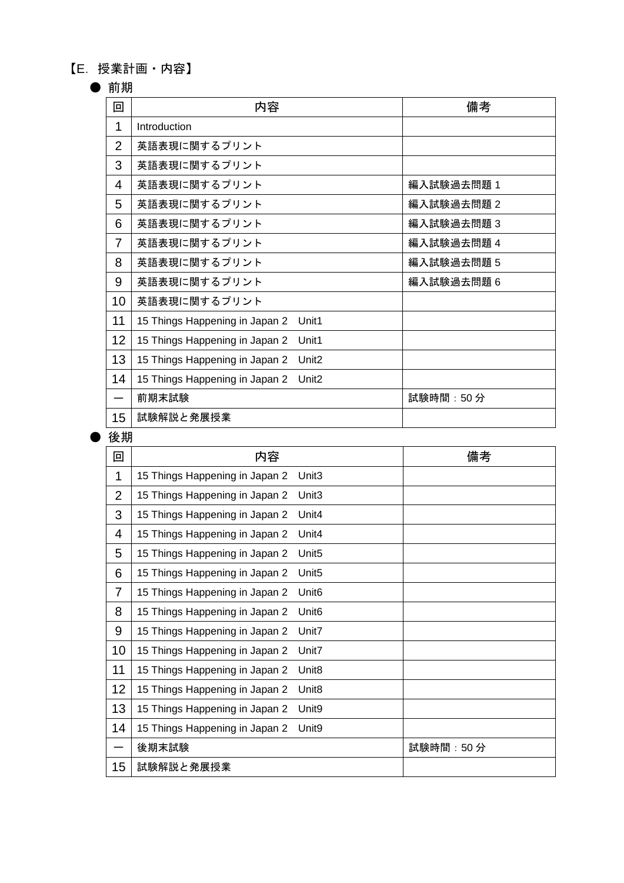【E. 授業計画・内容】

● 前期

| 回 | 内容 | 備考 |
|---|---|---|
| 1 | Introduction | |
| 2 | 英語表現に関するプリント | |
| 3 | 英語表現に関するプリント | |
| 4 | 英語表現に関するプリント | 編入試験過去問題 1 |
| 5 | 英語表現に関するプリント | 編入試験過去問題 2 |
| 6 | 英語表現に関するプリント | 編入試験過去問題 3 |
| 7 | 英語表現に関するプリント | 編入試験過去問題 4 |
| 8 | 英語表現に関するプリント | 編入試験過去問題 5 |
| 9 | 英語表現に関するプリント | 編入試験過去問題 6 |
| 10 | 英語表現に関するプリント | |
| 11 | 15 Things Happening in Japan 2　Unit1 | |
| 12 | 15 Things Happening in Japan 2　Unit1 | |
| 13 | 15 Things Happening in Japan 2　Unit2 | |
| 14 | 15 Things Happening in Japan 2　Unit2 | |
| ー | 前期末試験 | 試験時間：50 分 |
| 15 | 試験解説と発展授業 | |

● 後期

| 回 | 内容 | 備考 |
|---|---|---|
| 1 | 15 Things Happening in Japan 2　Unit3 | |
| 2 | 15 Things Happening in Japan 2　Unit3 | |
| 3 | 15 Things Happening in Japan 2　Unit4 | |
| 4 | 15 Things Happening in Japan 2　Unit4 | |
| 5 | 15 Things Happening in Japan 2　Unit5 | |
| 6 | 15 Things Happening in Japan 2　Unit5 | |
| 7 | 15 Things Happening in Japan 2　Unit6 | |
| 8 | 15 Things Happening in Japan 2　Unit6 | |
| 9 | 15 Things Happening in Japan 2　Unit7 | |
| 10 | 15 Things Happening in Japan 2　Unit7 | |
| 11 | 15 Things Happening in Japan 2　Unit8 | |
| 12 | 15 Things Happening in Japan 2　Unit8 | |
| 13 | 15 Things Happening in Japan 2　Unit9 | |
| 14 | 15 Things Happening in Japan 2　Unit9 | |
| ー | 後期末試験 | 試験時間：50 分 |
| 15 | 試験解説と発展授業 | |